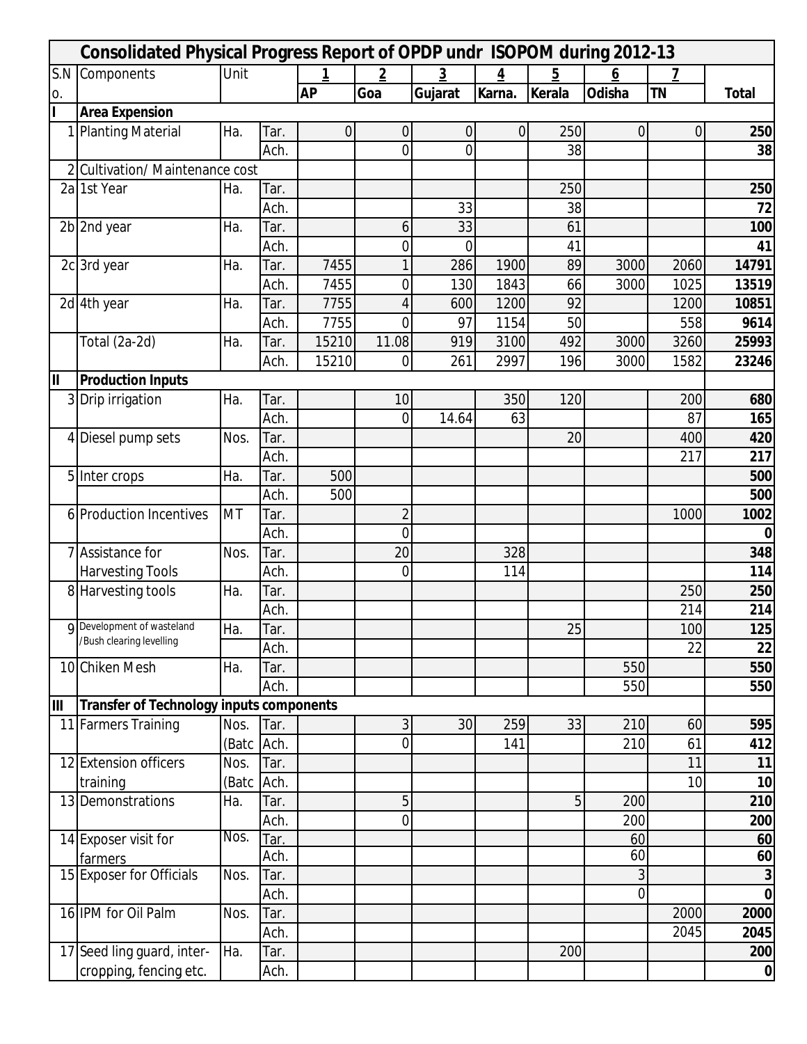| S.No. | Components | Unit | | 1 AP | 2 Goa | 3 Gujarat | 4 Karna. | 5 Kerala | 6 Odisha | 7 TN | Total |
|---|---|---|---|---|---|---|---|---|---|---|---|
| **I** | **Area Expension** | | | | | | | | | | |
| 1 | Planting Material | Ha. | Tar. | 0 | 0 | 0 | 0 | 250 | 0 | 0 | **250** |
| | | | Ach. | | 0 | 0 | | 38 | | | **38** |
| 2 | Cultivation/ Maintenance cost | | | | | | | | | | |
| 2a | 1st Year | Ha. | Tar. | | | | | 250 | | | **250** |
| | | | Ach. | | | 33 | | 38 | | | **72** |
| 2b | 2nd year | Ha. | Tar. | | 6 | 33 | | 61 | | | **100** |
| | | | Ach. | | 0 | 0 | | 41 | | | **41** |
| 2c | 3rd year | Ha. | Tar. | 7455 | 1 | 286 | 1900 | 89 | 3000 | 2060 | **14791** |
| | | | Ach. | 7455 | 0 | 130 | 1843 | 66 | 3000 | 1025 | **13519** |
| 2d | 4th year | Ha. | Tar. | 7755 | 4 | 600 | 1200 | 92 | | 1200 | **10851** |
| | | | Ach. | 7755 | 0 | 97 | 1154 | 50 | | 558 | **9614** |
| | Total (2a-2d) | Ha. | Tar. | 15210 | 11.08 | 919 | 3100 | 492 | 3000 | 3260 | **25993** |
| | | | Ach. | 15210 | 0 | 261 | 2997 | 196 | 3000 | 1582 | **23246** |
| **II** | **Production Inputs** | | | | | | | | | | |
| 3 | Drip irrigation | Ha. | Tar. | | 10 | | 350 | 120 | | 200 | **680** |
| | | | Ach. | | 0 | 14.64 | 63 | | | 87 | **165** |
| 4 | Diesel pump sets | Nos. | Tar. | | | | | 20 | | 400 | **420** |
| | | | Ach. | | | | | | | 217 | **217** |
| 5 | Inter crops | Ha. | Tar. | 500 | | | | | | | **500** |
| | | | Ach. | 500 | | | | | | | **500** |
| 6 | Production Incentives | MT | Tar. | | 2 | | | | | 1000 | **1002** |
| | | | Ach. | | 0 | | | | | | **0** |
| 7 | Assistance for Harvesting Tools | Nos. | Tar. | | 20 | | 328 | | | | **348** |
| | | | Ach. | | 0 | | 114 | | | | **114** |
| 8 | Harvesting tools | Ha. | Tar. | | | | | | | 250 | **250** |
| | | | Ach. | | | | | | | 214 | **214** |
| 9 | Development of wasteland /Bush clearing levelling | Ha. | Tar. | | | | | 25 | | 100 | **125** |
| | | | Ach. | | | | | | | 22 | **22** |
| 10 | Chiken Mesh | Ha. | Tar. | | | | | | 550 | | **550** |
| | | | Ach. | | | | | | 550 | | **550** |
| **III** | **Transfer of Technology inputs components** | | | | | | | | | | |
| 11 | Farmers Training | Nos. (Batc | Tar. | | 3 | 30 | 259 | 33 | 210 | 60 | **595** |
| | | | Ach. | | 0 | | 141 | | 210 | 61 | **412** |
| 12 | Extension officers training | Nos. (Batc | Tar. | | | | | | | 11 | **11** |
| | | | Ach. | | | | | | | 10 | **10** |
| 13 | Demonstrations | Ha. | Tar. | | 5 | | | 5 | 200 | | **210** |
| | | | Ach. | | 0 | | | | 200 | | **200** |
| 14 | Exposer visit for farmers | Nos. | Tar. | | | | | | 60 | | **60** |
| | | | Ach. | | | | | | 60 | | **60** |
| 15 | Exposer for Officials | Nos. | Tar. | | | | | | 3 | | **3** |
| | | | Ach. | | | | | | 0 | | **0** |
| 16 | IPM for Oil Palm | Nos. | Tar. | | | | | | | 2000 | **2000** |
| | | | Ach. | | | | | | | 2045 | **2045** |
| 17 | Seed ling guard, inter-cropping, fencing etc. | Ha. | Tar. | | | | | 200 | | | **200** |
| | | | Ach. | | | | | | | | **0** |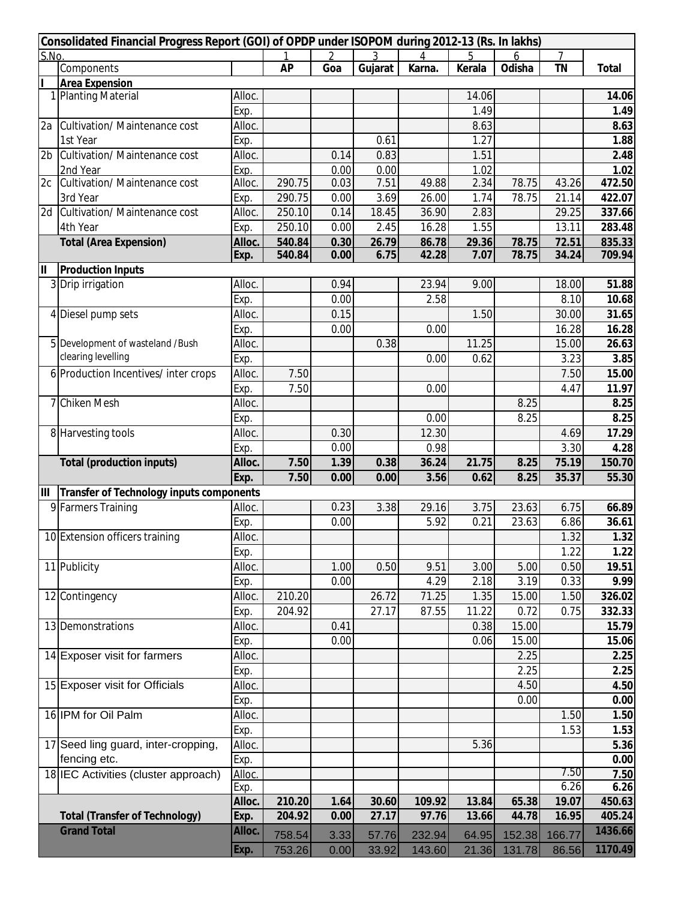| Consolidated Financial Progress Report (GOI) of OPDP under ISOPOM during 2012-13 (Rs. In lakhs) | | | | | | | | | | | |
|---|---|---|---|---|---|---|---|---|---|---|---|
| S.No. | | | 1 | 2 | 3 | 4 | 5 | 6 | 7 | |
| | Components | | AP | Goa | Gujarat | Karna. | Kerala | Odisha | TN | Total |
| **I** | **Area Expension** | | | | | | | | | |
| 1 | Planting Material | Alloc. | | | | | 14.06 | | | **14.06** |
| | | Exp. | | | | | 1.49 | | | **1.49** |
| 2a | Cultivation/ Maintenance cost 1st Year | Alloc. | | | | | 8.63 | | | **8.63** |
| | | Exp. | | | 0.61 | | 1.27 | | | **1.88** |
| 2b | Cultivation/ Maintenance cost 2nd Year | Alloc. | | 0.14 | 0.83 | | 1.51 | | | **2.48** |
| | | Exp. | | 0.00 | 0.00 | | 1.02 | | | **1.02** |
| 2c | Cultivation/ Maintenance cost 3rd Year | Alloc. | 290.75 | 0.03 | 7.51 | 49.88 | 2.34 | 78.75 | 43.26 | **472.50** |
| | | Exp. | 290.75 | 0.00 | 3.69 | 26.00 | 1.74 | 78.75 | 21.14 | **422.07** |
| 2d | Cultivation/ Maintenance cost 4th Year | Alloc. | 250.10 | 0.14 | 18.45 | 36.90 | 2.83 | | 29.25 | **337.66** |
| | | Exp. | 250.10 | 0.00 | 2.45 | 16.28 | 1.55 | | 13.11 | **283.48** |
| | **Total (Area Expension)** | **Alloc.** | **540.84** | **0.30** | **26.79** | **86.78** | **29.36** | **78.75** | **72.51** | **835.33** |
| | | **Exp.** | **540.84** | **0.00** | **6.75** | **42.28** | **7.07** | **78.75** | **34.24** | **709.94** |
| **II** | **Production Inputs** | | | | | | | | | |
| 3 | Drip irrigation | Alloc. | | 0.94 | | 23.94 | 9.00 | | 18.00 | **51.88** |
| | | Exp. | | 0.00 | | 2.58 | | | 8.10 | **10.68** |
| 4 | Diesel pump sets | Alloc. | | 0.15 | | | 1.50 | | 30.00 | **31.65** |
| | | Exp. | | 0.00 | | 0.00 | | | 16.28 | **16.28** |
| 5 | Development of wasteland /Bush clearing levelling | Alloc. | | | 0.38 | | 11.25 | | 15.00 | **26.63** |
| | | Exp. | | | | 0.00 | 0.62 | | 3.23 | **3.85** |
| 6 | Production Incentives/ inter crops | Alloc. | 7.50 | | | | | | 7.50 | **15.00** |
| | | Exp. | 7.50 | | | 0.00 | | | 4.47 | **11.97** |
| 7 | Chiken Mesh | Alloc. | | | | | | 8.25 | | **8.25** |
| | | Exp. | | | | 0.00 | | 8.25 | | **8.25** |
| 8 | Harvesting tools | Alloc. | | 0.30 | | 12.30 | | | 4.69 | **17.29** |
| | | Exp. | | 0.00 | | 0.98 | | | 3.30 | **4.28** |
| | **Total (production inputs)** | **Alloc.** | **7.50** | **1.39** | **0.38** | **36.24** | **21.75** | **8.25** | **75.19** | **150.70** |
| | | **Exp.** | **7.50** | **0.00** | **0.00** | **3.56** | **0.62** | **8.25** | **35.37** | **55.30** |
| **III** | **Transfer of Technology inputs components** | | | | | | | | | |
| 9 | Farmers Training | Alloc. | | 0.23 | 3.38 | 29.16 | 3.75 | 23.63 | 6.75 | **66.89** |
| | | Exp. | | 0.00 | | 5.92 | 0.21 | 23.63 | 6.86 | **36.61** |
| 10 | Extension officers training | Alloc. | | | | | | | 1.32 | **1.32** |
| | | Exp. | | | | | | | 1.22 | **1.22** |
| 11 | Publicity | Alloc. | | 1.00 | 0.50 | 9.51 | 3.00 | 5.00 | 0.50 | **19.51** |
| | | Exp. | | 0.00 | | 4.29 | 2.18 | 3.19 | 0.33 | **9.99** |
| 12 | Contingency | Alloc. | 210.20 | | 26.72 | 71.25 | 1.35 | 15.00 | 1.50 | **326.02** |
| | | Exp. | 204.92 | | 27.17 | 87.55 | 11.22 | 0.72 | 0.75 | **332.33** |
| 13 | Demonstrations | Alloc. | | 0.41 | | | 0.38 | 15.00 | | **15.79** |
| | | Exp. | | 0.00 | | | 0.06 | 15.00 | | **15.06** |
| 14 | Exposer visit for farmers | Alloc. | | | | | | 2.25 | | **2.25** |
| | | Exp. | | | | | | 2.25 | | **2.25** |
| 15 | Exposer visit for Officials | Alloc. | | | | | | 4.50 | | **4.50** |
| | | Exp. | | | | | | 0.00 | | **0.00** |
| 16 | IPM for Oil Palm | Alloc. | | | | | | | 1.50 | **1.50** |
| | | Exp. | | | | | | | 1.53 | **1.53** |
| 17 | Seed ling guard, inter-cropping, fencing etc. | Alloc. | | | | | 5.36 | | | **5.36** |
| | | Exp. | | | | | | | | **0.00** |
| 18 | IEC Activities (cluster approach) | Alloc. | | | | | | | 7.50 | **7.50** |
| | | Exp. | | | | | | | 6.26 | **6.26** |
| | **Total (Transfer of Technology)** | **Alloc.** | **210.20** | **1.64** | **30.60** | **109.92** | **13.84** | **65.38** | **19.07** | **450.63** |
| | | **Exp.** | **204.92** | **0.00** | **27.17** | **97.76** | **13.66** | **44.78** | **16.95** | **405.24** |
| | **Grand Total** | **Alloc.** | 758.54 | 3.33 | 57.76 | 232.94 | 64.95 | 152.38 | 166.77 | **1436.66** |
| | | **Exp.** | 753.26 | 0.00 | 33.92 | 143.60 | 21.36 | 131.78 | 86.56 | **1170.49** |